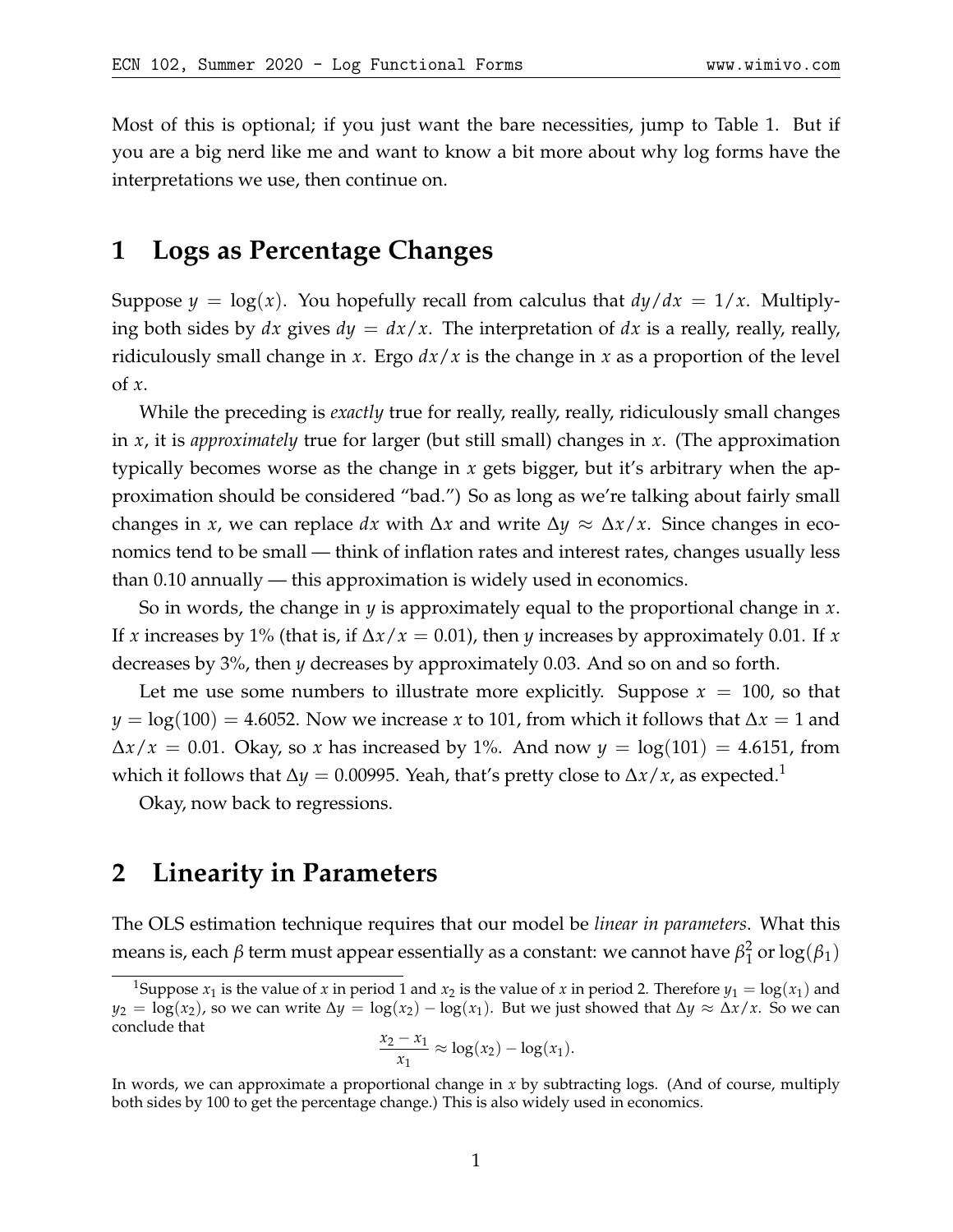Most of this is optional; if you just want the bare necessities, jump to Table 1. But if you are a big nerd like me and want to know a bit more about why log forms have the interpretations we use, then continue on.

# 1 Logs as Percentage Changes

Suppose $y = \log(x)$. You hopefully recall from calculus that $dy/dx = 1/x$. Multiplying both sides by $dx$ gives $dy = dx/x$. The interpretation of $dx$ is a really, really, really, ridiculously small change in $x$. Ergo $dx/x$ is the change in $x$ as a proportion of the level of $x$.

While the preceding is *exactly* true for really, really, really, ridiculously small changes in $x$, it is *approximately* true for larger (but still small) changes in $x$. (The approximation typically becomes worse as the change in $x$ gets bigger, but it's arbitrary when the approximation should be considered "bad.") So as long as we're talking about fairly small changes in $x$, we can replace $dx$ with $\Delta x$ and write $\Delta y \approx \Delta x/x$. Since changes in economics tend to be small — think of inflation rates and interest rates, changes usually less than 0.10 annually — this approximation is widely used in economics.

So in words, the change in $y$ is approximately equal to the proportional change in $x$. If $x$ increases by 1% (that is, if $\Delta x/x = 0.01$), then $y$ increases by approximately 0.01. If $x$ decreases by 3%, then $y$ decreases by approximately 0.03. And so on and so forth.

Let me use some numbers to illustrate more explicitly. Suppose $x = 100$, so that $y = \log(100) = 4.6052$. Now we increase $x$ to 101, from which it follows that $\Delta x = 1$ and $\Delta x/x = 0.01$. Okay, so $x$ has increased by 1%. And now $y = \log(101) = 4.6151$, from which it follows that $\Delta y = 0.00995$. Yeah, that's pretty close to $\Delta x/x$, as expected.[1]

Okay, now back to regressions.

# 2 Linearity in Parameters

The OLS estimation technique requires that our model be *linear in parameters*. What this means is, each $\beta$ term must appear essentially as a constant: we cannot have $\beta_1^2$ or $\log(\beta_1)$

---

[1] Suppose $x_1$ is the value of $x$ in period 1 and $x_2$ is the value of $x$ in period 2. Therefore $y_1 = \log(x_1)$ and $y_2 = \log(x_2)$, so we can write $\Delta y = \log(x_2) - \log(x_1)$. But we just showed that $\Delta y \approx \Delta x/x$. So we can conclude that

$$\frac{x_2 - x_1}{x_1} \approx \log(x_2) - \log(x_1).$$

In words, we can approximate a proportional change in $x$ by subtracting logs. (And of course, multiply both sides by 100 to get the percentage change.) This is also widely used in economics.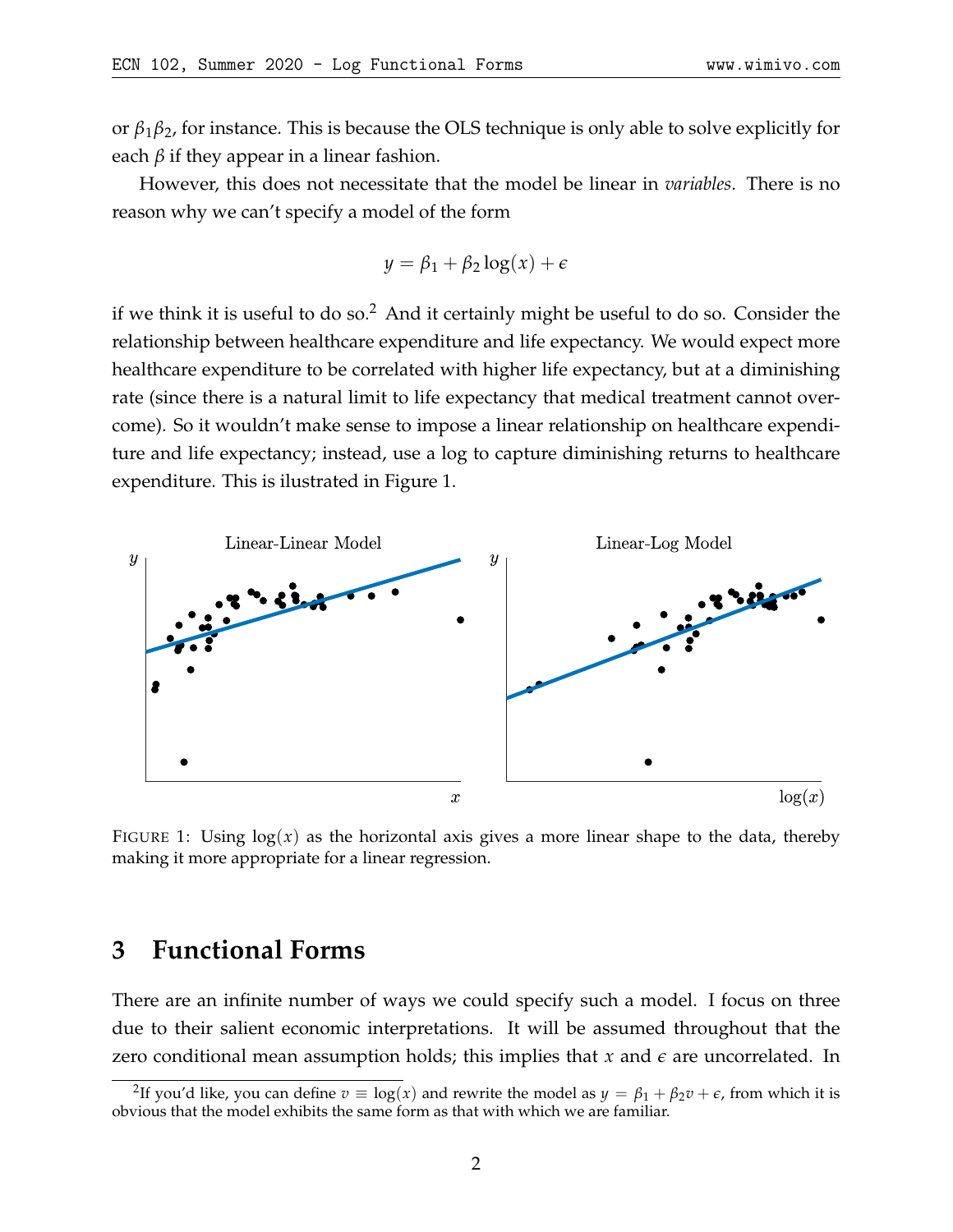or $\beta_1\beta_2$, for instance. This is because the OLS technique is only able to solve explicitly for each $\beta$ if they appear in a linear fashion.

However, this does not necessitate that the model be linear in *variables*. There is no reason why we can't specify a model of the form

$$y = \beta_1 + \beta_2 \log(x) + \epsilon$$

if we think it is useful to do so.[2] And it certainly might be useful to do so. Consider the relationship between healthcare expenditure and life expectancy. We would expect more healthcare expenditure to be correlated with higher life expectancy, but at a diminishing rate (since there is a natural limit to life expectancy that medical treatment cannot overcome). So it wouldn't make sense to impose a linear relationship on healthcare expenditure and life expectancy; instead, use a log to capture diminishing returns to healthcare expenditure. This is ilustrated in Figure 1.

FIGURE 1: Using $\log(x)$ as the horizontal axis gives a more linear shape to the data, thereby making it more appropriate for a linear regression.

## 3 Functional Forms

There are an infinite number of ways we could specify such a model. I focus on three due to their salient economic interpretations. It will be assumed throughout that the zero conditional mean assumption holds; this implies that $x$ and $\epsilon$ are uncorrelated. In

[2] If you'd like, you can define $v \equiv \log(x)$ and rewrite the model as $y = \beta_1 + \beta_2 v + \epsilon$, from which it is obvious that the model exhibits the same form as that with which we are familiar.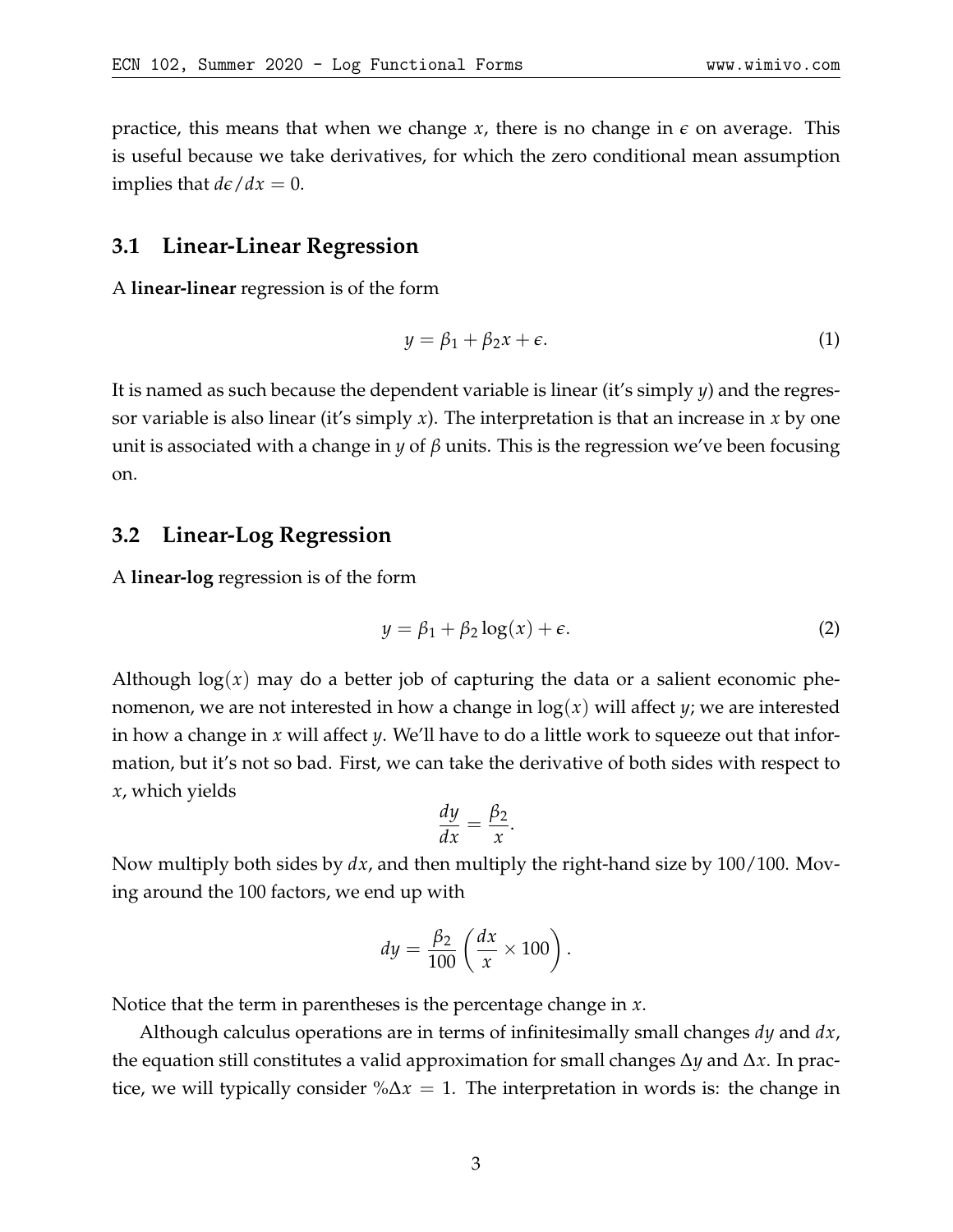practice, this means that when we change $x$, there is no change in $\epsilon$ on average. This is useful because we take derivatives, for which the zero conditional mean assumption implies that $d\epsilon/dx = 0$.

### 3.1 Linear-Linear Regression

A **linear-linear** regression is of the form

$$y = \beta_1 + \beta_2 x + \epsilon. \tag{1}$$

It is named as such because the dependent variable is linear (it's simply $y$) and the regressor variable is also linear (it's simply $x$). The interpretation is that an increase in $x$ by one unit is associated with a change in $y$ of $\beta$ units. This is the regression we've been focusing on.

### 3.2 Linear-Log Regression

A **linear-log** regression is of the form

$$y = \beta_1 + \beta_2 \log(x) + \epsilon. \tag{2}$$

Although $\log(x)$ may do a better job of capturing the data or a salient economic phenomenon, we are not interested in how a change in $\log(x)$ will affect $y$; we are interested in how a change in $x$ will affect $y$. We'll have to do a little work to squeeze out that information, but it's not so bad. First, we can take the derivative of both sides with respect to $x$, which yields

$$\frac{dy}{dx} = \frac{\beta_2}{x}.$$

Now multiply both sides by $dx$, and then multiply the right-hand size by $100/100$. Moving around the 100 factors, we end up with

$$dy = \frac{\beta_2}{100} \left( \frac{dx}{x} \times 100 \right).$$

Notice that the term in parentheses is the percentage change in $x$.

Although calculus operations are in terms of infinitesimally small changes $dy$ and $dx$, the equation still constitutes a valid approximation for small changes $\Delta y$ and $\Delta x$. In practice, we will typically consider $\%\Delta x = 1$. The interpretation in words is: the change in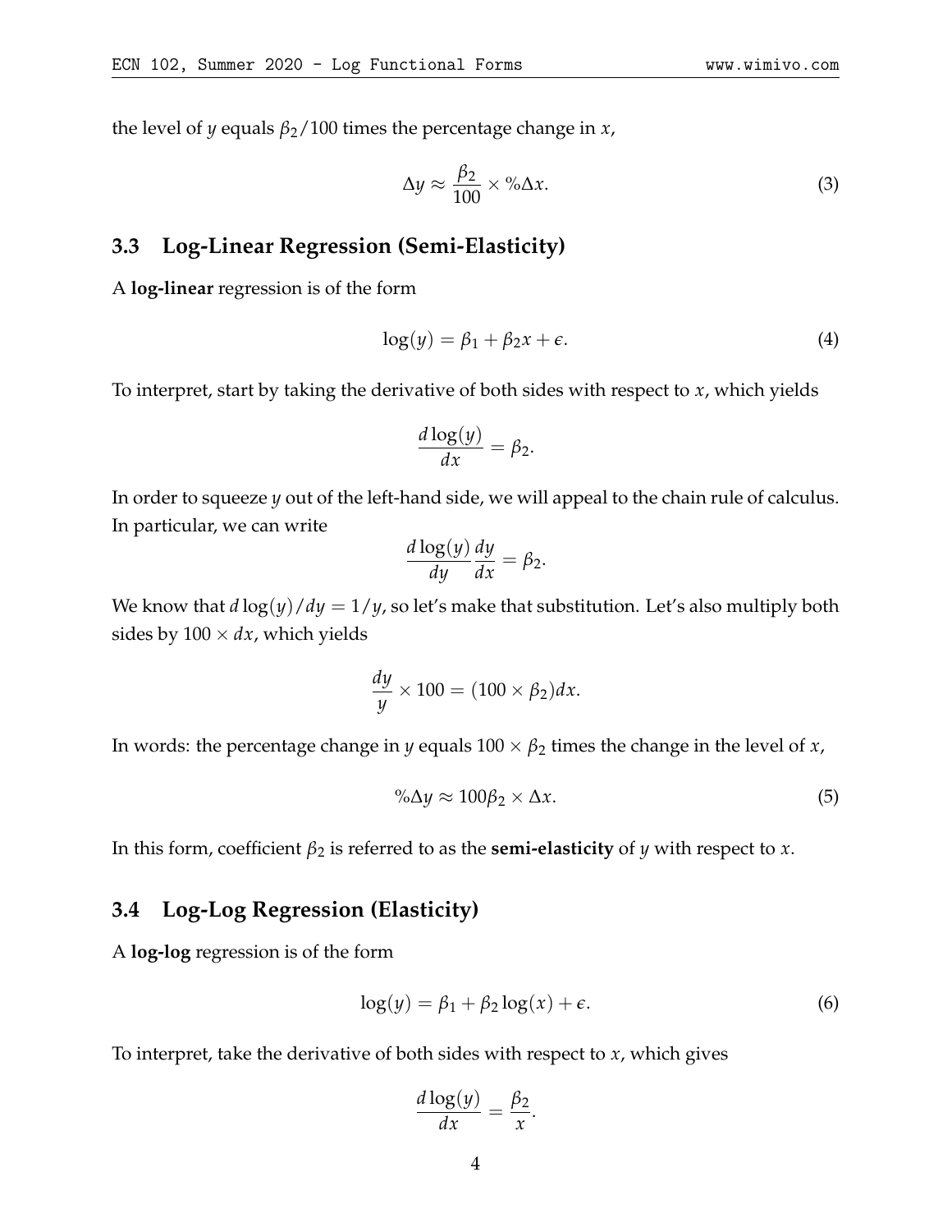the level of $y$ equals $\beta_2/100$ times the percentage change in $x$,

$$\Delta y \approx \frac{\beta_2}{100} \times \%\Delta x. \tag{3}$$

### 3.3 Log-Linear Regression (Semi-Elasticity)

A **log-linear** regression is of the form

$$\log(y) = \beta_1 + \beta_2 x + \epsilon. \tag{4}$$

To interpret, start by taking the derivative of both sides with respect to $x$, which yields

$$\frac{d\log(y)}{dx} = \beta_2.$$

In order to squeeze $y$ out of the left-hand side, we will appeal to the chain rule of calculus. In particular, we can write

$$\frac{d\log(y)}{dy}\frac{dy}{dx} = \beta_2.$$

We know that $d\log(y)/dy = 1/y$, so let's make that substitution. Let's also multiply both sides by $100 \times dx$, which yields

$$\frac{dy}{y} \times 100 = (100 \times \beta_2)dx.$$

In words: the percentage change in $y$ equals $100 \times \beta_2$ times the change in the level of $x$,

$$\%\Delta y \approx 100\beta_2 \times \Delta x. \tag{5}$$

In this form, coefficient $\beta_2$ is referred to as the **semi-elasticity** of $y$ with respect to $x$.

### 3.4 Log-Log Regression (Elasticity)

A **log-log** regression is of the form

$$\log(y) = \beta_1 + \beta_2 \log(x) + \epsilon. \tag{6}$$

To interpret, take the derivative of both sides with respect to $x$, which gives

$$\frac{d\log(y)}{dx} = \frac{\beta_2}{x}.$$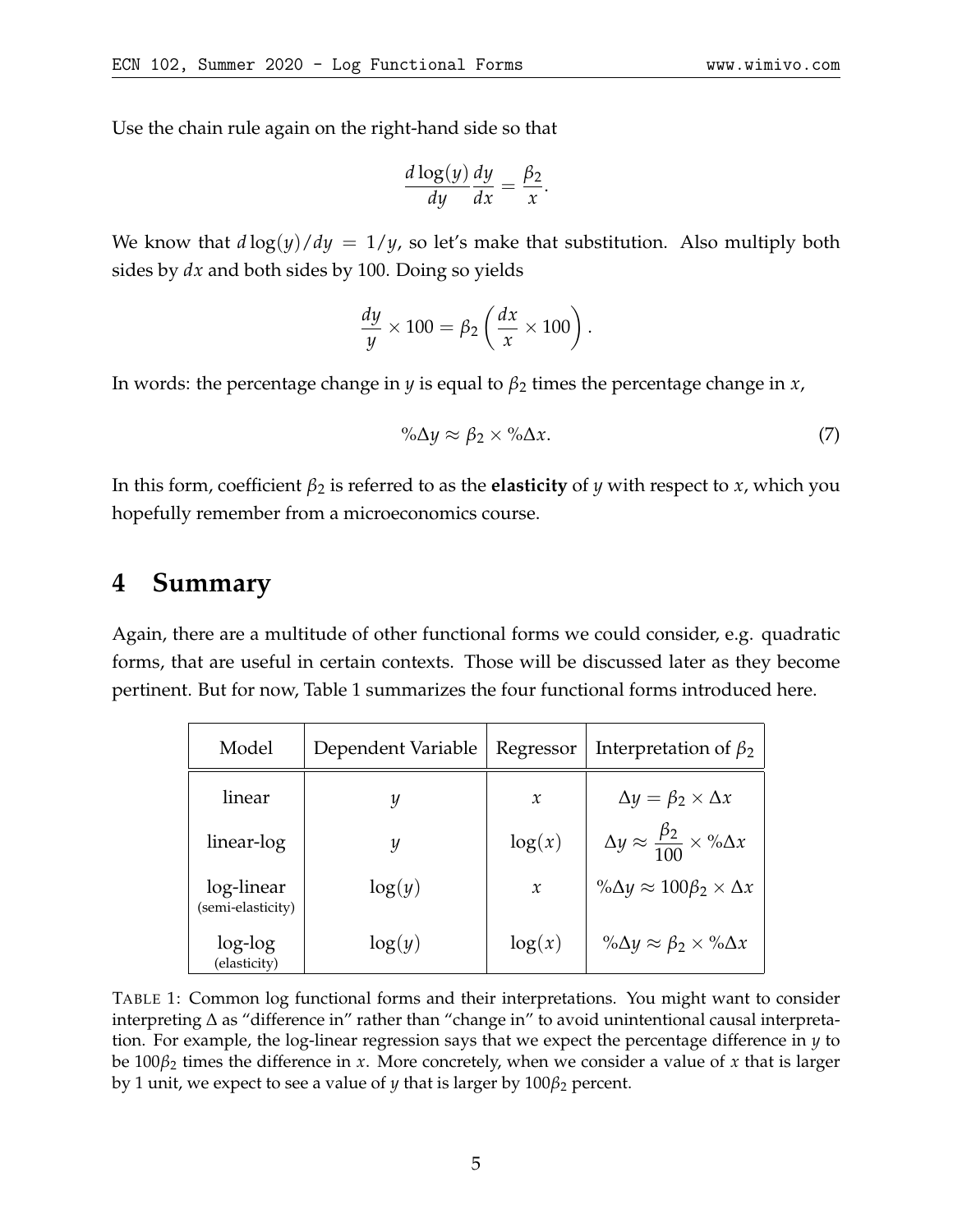Use the chain rule again on the right-hand side so that

$$\frac{d\log(y)}{dy}\frac{dy}{dx} = \frac{\beta_2}{x}.$$

We know that $d\log(y)/dy = 1/y$, so let's make that substitution. Also multiply both sides by $dx$ and both sides by 100. Doing so yields

$$\frac{dy}{y} \times 100 = \beta_2 \left( \frac{dx}{x} \times 100 \right).$$

In words: the percentage change in $y$ is equal to $\beta_2$ times the percentage change in $x$,

$$\%\Delta y \approx \beta_2 \times \%\Delta x. \tag{7}$$

In this form, coefficient $\beta_2$ is referred to as the **elasticity** of $y$ with respect to $x$, which you hopefully remember from a microeconomics course.

# 4 Summary

Again, there are a multitude of other functional forms we could consider, e.g. quadratic forms, that are useful in certain contexts. Those will be discussed later as they become pertinent. But for now, Table 1 summarizes the four functional forms introduced here.

| Model | Dependent Variable | Regressor | Interpretation of $\beta_2$ |
|---|---|---|---|
| linear | $y$ | $x$ | $\Delta y = \beta_2 \times \Delta x$ |
| linear-log | $y$ | $\log(x)$ | $\Delta y \approx \frac{\beta_2}{100} \times \%\Delta x$ |
| log-linear (semi-elasticity) | $\log(y)$ | $x$ | $\%\Delta y \approx 100\beta_2 \times \Delta x$ |
| log-log (elasticity) | $\log(y)$ | $\log(x)$ | $\%\Delta y \approx \beta_2 \times \%\Delta x$ |

TABLE 1: Common log functional forms and their interpretations. You might want to consider interpreting $\Delta$ as "difference in" rather than "change in" to avoid unintentional causal interpretation. For example, the log-linear regression says that we expect the percentage difference in $y$ to be $100\beta_2$ times the difference in $x$. More concretely, when we consider a value of $x$ that is larger by 1 unit, we expect to see a value of $y$ that is larger by $100\beta_2$ percent.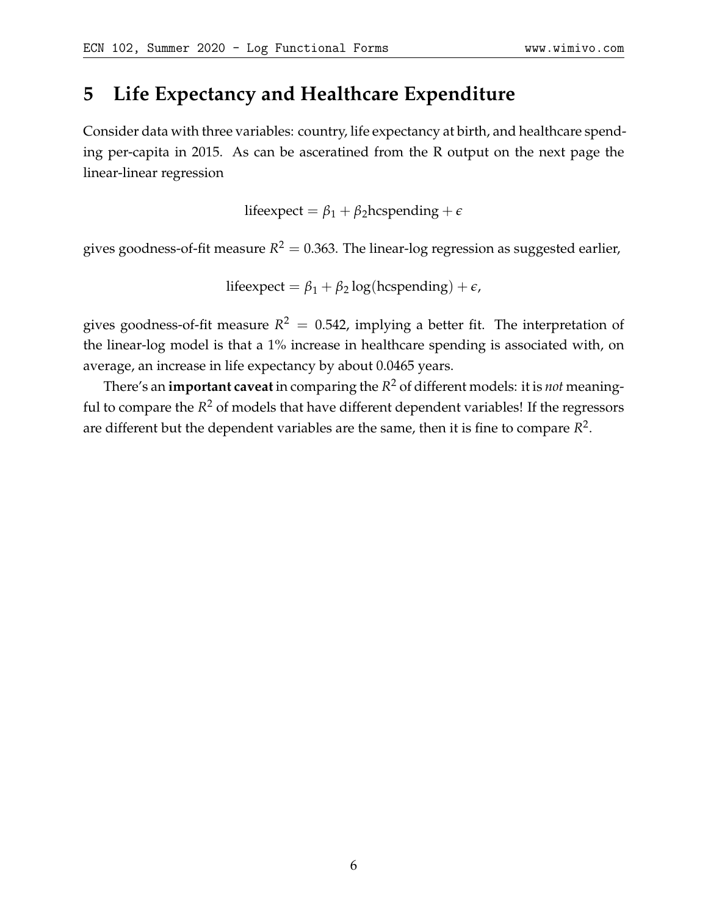## 5 Life Expectancy and Healthcare Expenditure

Consider data with three variables: country, life expectancy at birth, and healthcare spending per-capita in 2015. As can be asceratined from the R output on the next page the linear-linear regression

$$\text{lifeexpect} = \beta_1 + \beta_2 \text{hcspending} + \epsilon$$

gives goodness-of-fit measure $R^2 = 0.363$. The linear-log regression as suggested earlier,

$$\text{lifeexpect} = \beta_1 + \beta_2 \log(\text{hcspending}) + \epsilon,$$

gives goodness-of-fit measure $R^2 = 0.542$, implying a better fit. The interpretation of the linear-log model is that a 1% increase in healthcare spending is associated with, on average, an increase in life expectancy by about 0.0465 years.

There's an **important caveat** in comparing the $R^2$ of different models: it is *not* meaningful to compare the $R^2$ of models that have different dependent variables! If the regressors are different but the dependent variables are the same, then it is fine to compare $R^2$.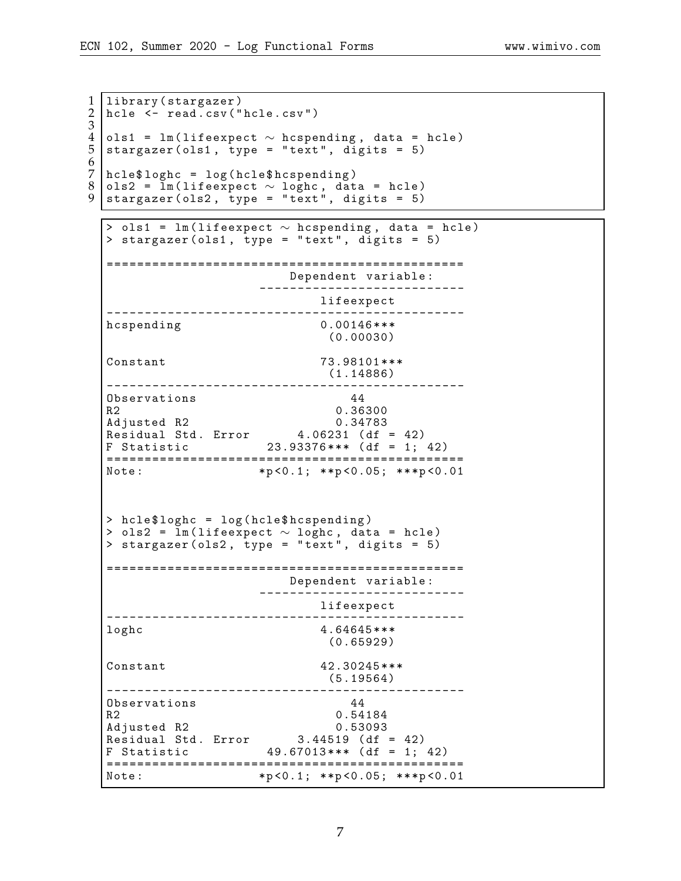```r
library(stargazer)
hcle <- read.csv("hcle.csv")

ols1 = lm(lifeexpect ~ hcspending, data = hcle)
stargazer(ols1, type = "text", digits = 5)

hcle$loghc = log(hcle$hcspending)
ols2 = lm(lifeexpect ~ loghc, data = hcle)
stargazer(ols2, type = "text", digits = 5)
```

```
> ols1 = lm(lifeexpect ~ hcspending, data = hcle)
> stargazer(ols1, type = "text", digits = 5)

===============================================
                        Dependent variable:
                    ---------------------------
                             lifeexpect
-----------------------------------------------
hcspending                   0.00146***
                              (0.00030)

Constant                     73.98101***
                              (1.14886)

-----------------------------------------------
Observations                     44
R2                             0.36300
Adjusted R2                    0.34783
Residual Std. Error       4.06231 (df = 42)
F Statistic           23.93376*** (df = 1; 42)
===============================================
Note:               *p<0.1; **p<0.05; ***p<0.01



> hcle$loghc = log(hcle$hcspending)
> ols2 = lm(lifeexpect ~ loghc, data = hcle)
> stargazer(ols2, type = "text", digits = 5)

===============================================
                        Dependent variable:
                    ---------------------------
                             lifeexpect
-----------------------------------------------
loghc                        4.64645***
                              (0.65929)

Constant                     42.30245***
                              (5.19564)

-----------------------------------------------
Observations                     44
R2                             0.54184
Adjusted R2                    0.53093
Residual Std. Error       3.44519 (df = 42)
F Statistic           49.67013*** (df = 1; 42)
===============================================
Note:               *p<0.1; **p<0.05; ***p<0.01
```